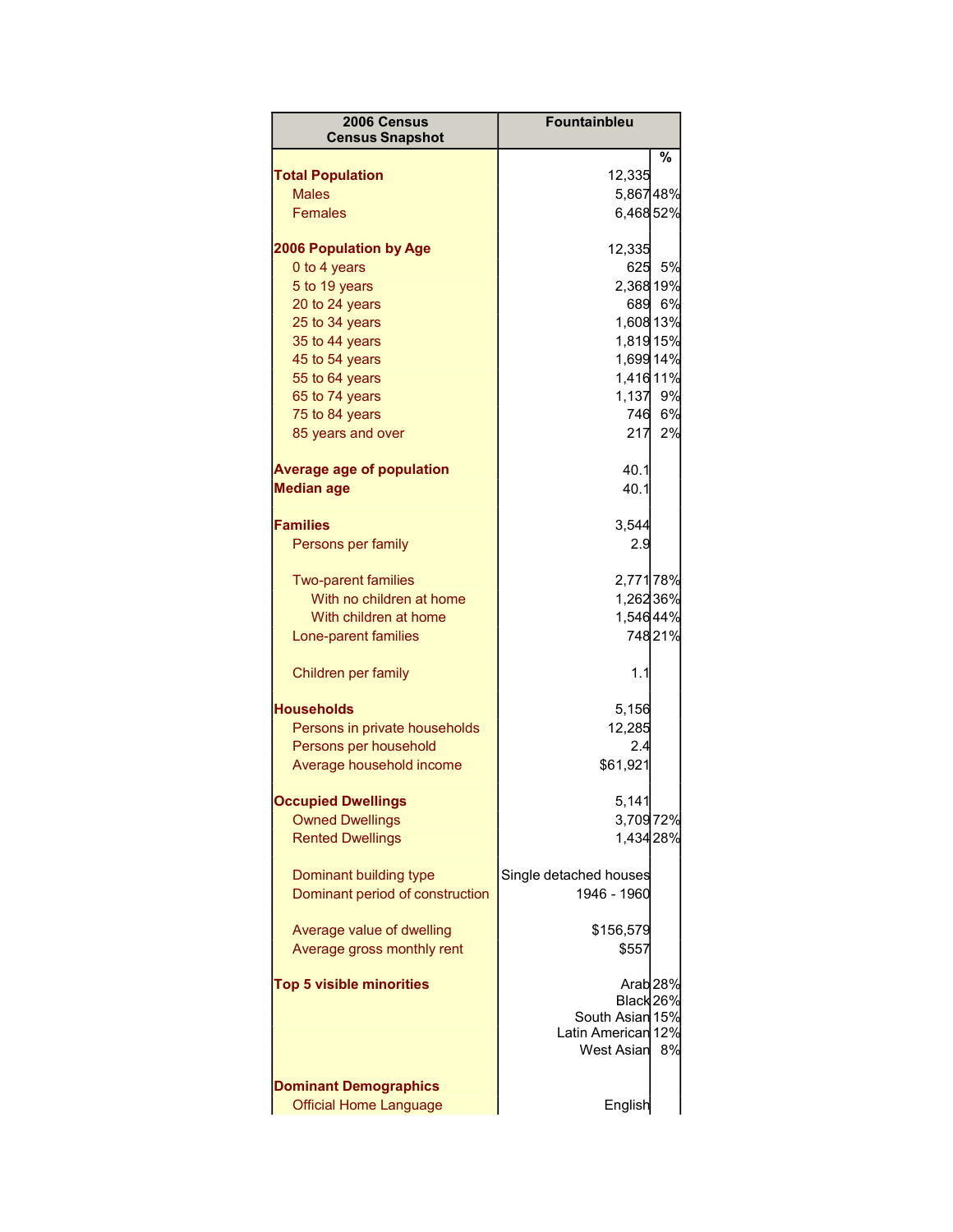| 2006 Census Census Snapshot | Fountainbleu | % |
|---|---|---|
| **Total Population** | 12,335 | |
| Males | 5,867 | 48% |
| Females | 6,468 | 52% |
| | | |
| **2006 Population by Age** | 12,335 | |
| 0 to 4 years | 625 | 5% |
| 5 to 19 years | 2,368 | 19% |
| 20 to 24 years | 689 | 6% |
| 25 to 34 years | 1,608 | 13% |
| 35 to 44 years | 1,819 | 15% |
| 45 to 54 years | 1,699 | 14% |
| 55 to 64 years | 1,416 | 11% |
| 65 to 74 years | 1,137 | 9% |
| 75 to 84 years | 746 | 6% |
| 85 years and over | 217 | 2% |
| | | |
| **Average age of population** | 40.1 | |
| **Median age** | 40.1 | |
| | | |
| **Families** | 3,544 | |
| Persons per family | 2.9 | |
| | | |
| Two-parent families | 2,771 | 78% |
| With no children at home | 1,262 | 36% |
| With children at home | 1,546 | 44% |
| Lone-parent families | 748 | 21% |
| | | |
| Children per family | 1.1 | |
| | | |
| **Households** | 5,156 | |
| Persons in private households | 12,285 | |
| Persons per household | 2.4 | |
| Average household income | $61,921 | |
| | | |
| **Occupied Dwellings** | 5,141 | |
| Owned Dwellings | 3,709 | 72% |
| Rented Dwellings | 1,434 | 28% |
| | | |
| Dominant building type | Single detached houses | |
| Dominant period of construction | 1946 - 1960 | |
| | | |
| Average value of dwelling | $156,579 | |
| Average gross monthly rent | $557 | |
| | | |
| **Top 5 visible minorities** | Arab | 28% |
| | Black | 26% |
| | South Asian | 15% |
| | Latin American | 12% |
| | West Asian | 8% |
| | | |
| **Dominant Demographics** | | |
| Official Home Language | English | |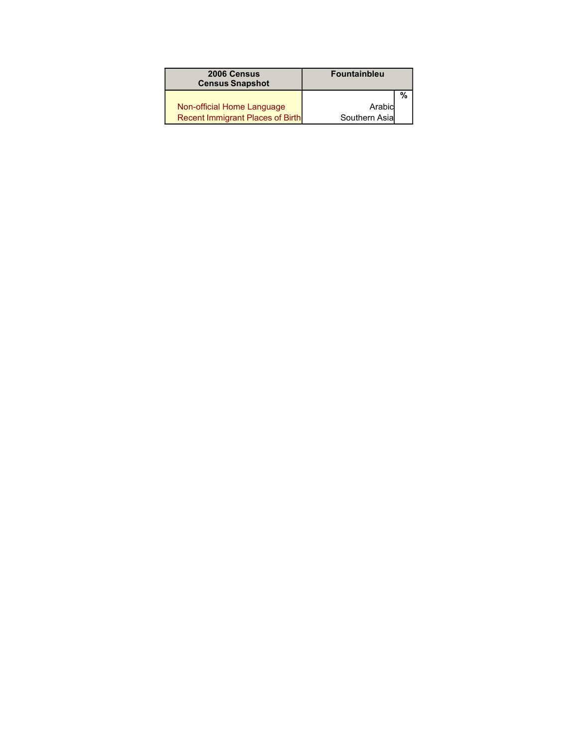| 2006 Census Census Snapshot | Fountainbleu | |
|---|---|---|
| | | % |
| Non-official Home Language | Arabic | |
| Recent Immigrant Places of Birth | Southern Asia | |